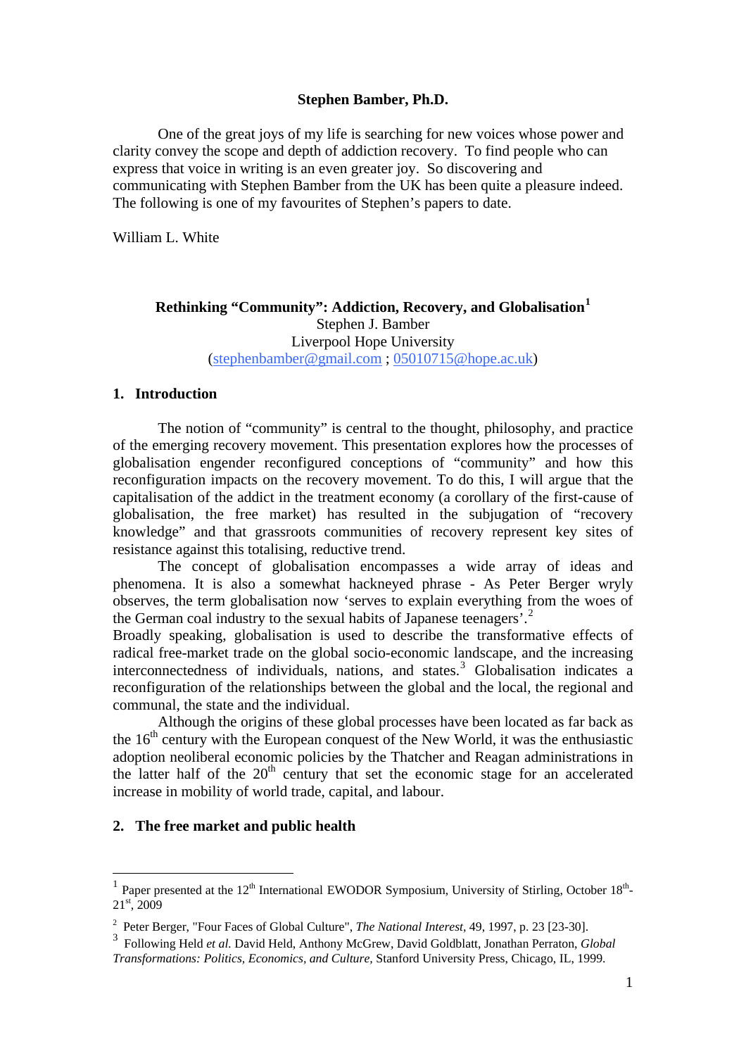**Stephen Bamber, Ph.D.**

One of the great joys of my life is searching for new voices whose power and clarity convey the scope and depth of addiction recovery. To find people who can express that voice in writing is an even greater joy. So discovering and communicating with Stephen Bamber from the UK has been quite a pleasure indeed. The following is one of my favourites of Stephen's papers to date.

William L. White

# Rethinking "Community": Addiction, Recovery, and Globalisation[1]

Stephen J. Bamber
Liverpool Hope University
(stephenbamber@gmail.com ; 05010715@hope.ac.uk)

## 1. Introduction

The notion of "community" is central to the thought, philosophy, and practice of the emerging recovery movement. This presentation explores how the processes of globalisation engender reconfigured conceptions of "community" and how this reconfiguration impacts on the recovery movement. To do this, I will argue that the capitalisation of the addict in the treatment economy (a corollary of the first-cause of globalisation, the free market) has resulted in the subjugation of "recovery knowledge" and that grassroots communities of recovery represent key sites of resistance against this totalising, reductive trend.

The concept of globalisation encompasses a wide array of ideas and phenomena. It is also a somewhat hackneyed phrase - As Peter Berger wryly observes, the term globalisation now 'serves to explain everything from the woes of the German coal industry to the sexual habits of Japanese teenagers'.[2]
Broadly speaking, globalisation is used to describe the transformative effects of radical free-market trade on the global socio-economic landscape, and the increasing interconnectedness of individuals, nations, and states.[3] Globalisation indicates a reconfiguration of the relationships between the global and the local, the regional and communal, the state and the individual.

Although the origins of these global processes have been located as far back as the 16th century with the European conquest of the New World, it was the enthusiastic adoption neoliberal economic policies by the Thatcher and Reagan administrations in the latter half of the 20th century that set the economic stage for an accelerated increase in mobility of world trade, capital, and labour.

## 2. The free market and public health

---

[1] Paper presented at the 12th International EWODOR Symposium, University of Stirling, October 18th-21st, 2009

[2] Peter Berger, "Four Faces of Global Culture", *The National Interest*, 49, 1997, p. 23 [23-30].

[3] Following Held *et al.* David Held, Anthony McGrew, David Goldblatt, Jonathan Perraton, *Global Transformations: Politics, Economics, and Culture*, Stanford University Press, Chicago, IL, 1999.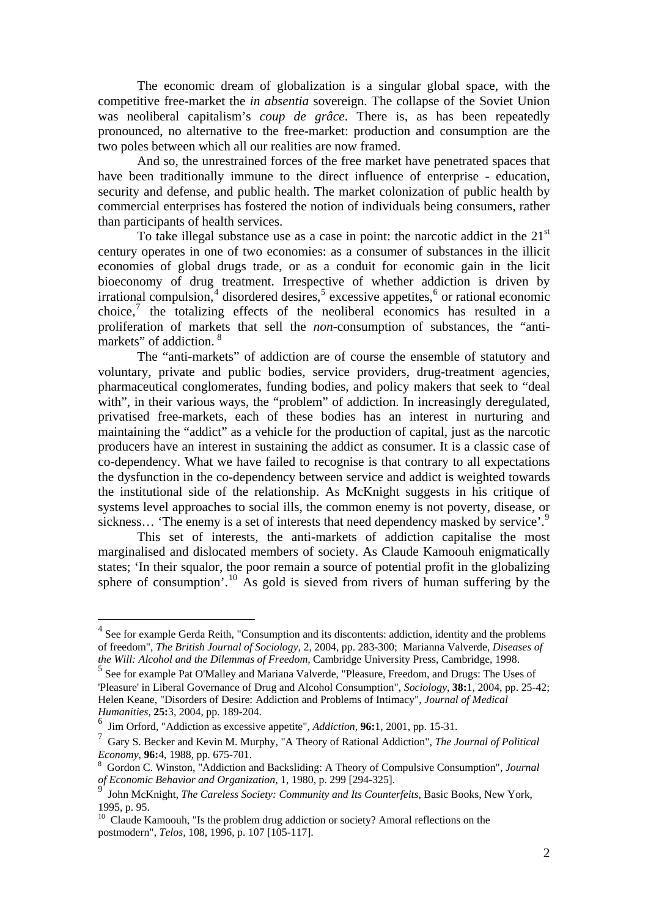The economic dream of globalization is a singular global space, with the competitive free-market the *in absentia* sovereign. The collapse of the Soviet Union was neoliberal capitalism's *coup de grâce*. There is, as has been repeatedly pronounced, no alternative to the free-market: production and consumption are the two poles between which all our realities are now framed.

And so, the unrestrained forces of the free market have penetrated spaces that have been traditionally immune to the direct influence of enterprise - education, security and defense, and public health. The market colonization of public health by commercial enterprises has fostered the notion of individuals being consumers, rather than participants of health services.

To take illegal substance use as a case in point: the narcotic addict in the 21st century operates in one of two economies: as a consumer of substances in the illicit economies of global drugs trade, or as a conduit for economic gain in the licit bioeconomy of drug treatment. Irrespective of whether addiction is driven by irrational compulsion,[4] disordered desires,[5] excessive appetites,[6] or rational economic choice,[7] the totalizing effects of the neoliberal economics has resulted in a proliferation of markets that sell the *non*-consumption of substances, the "anti-markets" of addiction. [8]

The "anti-markets" of addiction are of course the ensemble of statutory and voluntary, private and public bodies, service providers, drug-treatment agencies, pharmaceutical conglomerates, funding bodies, and policy makers that seek to "deal with", in their various ways, the "problem" of addiction. In increasingly deregulated, privatised free-markets, each of these bodies has an interest in nurturing and maintaining the "addict" as a vehicle for the production of capital, just as the narcotic producers have an interest in sustaining the addict as consumer. It is a classic case of co-dependency. What we have failed to recognise is that contrary to all expectations the dysfunction in the co-dependency between service and addict is weighted towards the institutional side of the relationship. As McKnight suggests in his critique of systems level approaches to social ills, the common enemy is not poverty, disease, or sickness… 'The enemy is a set of interests that need dependency masked by service'.[9]

This set of interests, the anti-markets of addiction capitalise the most marginalised and dislocated members of society. As Claude Kamoouh enigmatically states; 'In their squalor, the poor remain a source of potential profit in the globalizing sphere of consumption'.[10] As gold is sieved from rivers of human suffering by the

---

[4] See for example Gerda Reith, "Consumption and its discontents: addiction, identity and the problems of freedom", *The British Journal of Sociology,* 2, 2004, pp. 283-300; Marianna Valverde, *Diseases of the Will: Alcohol and the Dilemmas of Freedom,* Cambridge University Press, Cambridge, 1998.

[5] See for example Pat O'Malley and Mariana Valverde, "Pleasure, Freedom, and Drugs: The Uses of 'Pleasure' in Liberal Governance of Drug and Alcohol Consumption", *Sociology,* **38:**1, 2004, pp. 25-42; Helen Keane, "Disorders of Desire: Addiction and Problems of Intimacy", *Journal of Medical Humanities,* **25:**3, 2004, pp. 189-204.

[6] Jim Orford, "Addiction as excessive appetite", *Addiction,* **96:**1, 2001, pp. 15-31.

[7] Gary S. Becker and Kevin M. Murphy, "A Theory of Rational Addiction", *The Journal of Political Economy,* **96:**4, 1988, pp. 675-701.

[8] Gordon C. Winston, "Addiction and Backsliding: A Theory of Compulsive Consumption", *Journal of Economic Behavior and Organization,* 1, 1980, p. 299 [294-325].

[9] John McKnight, *The Careless Society: Community and Its Counterfeits,* Basic Books, New York, 1995, p. 95.

[10] Claude Kamoouh, "Is the problem drug addiction or society? Amoral reflections on the postmodern", *Telos,* 108, 1996, p. 107 [105-117].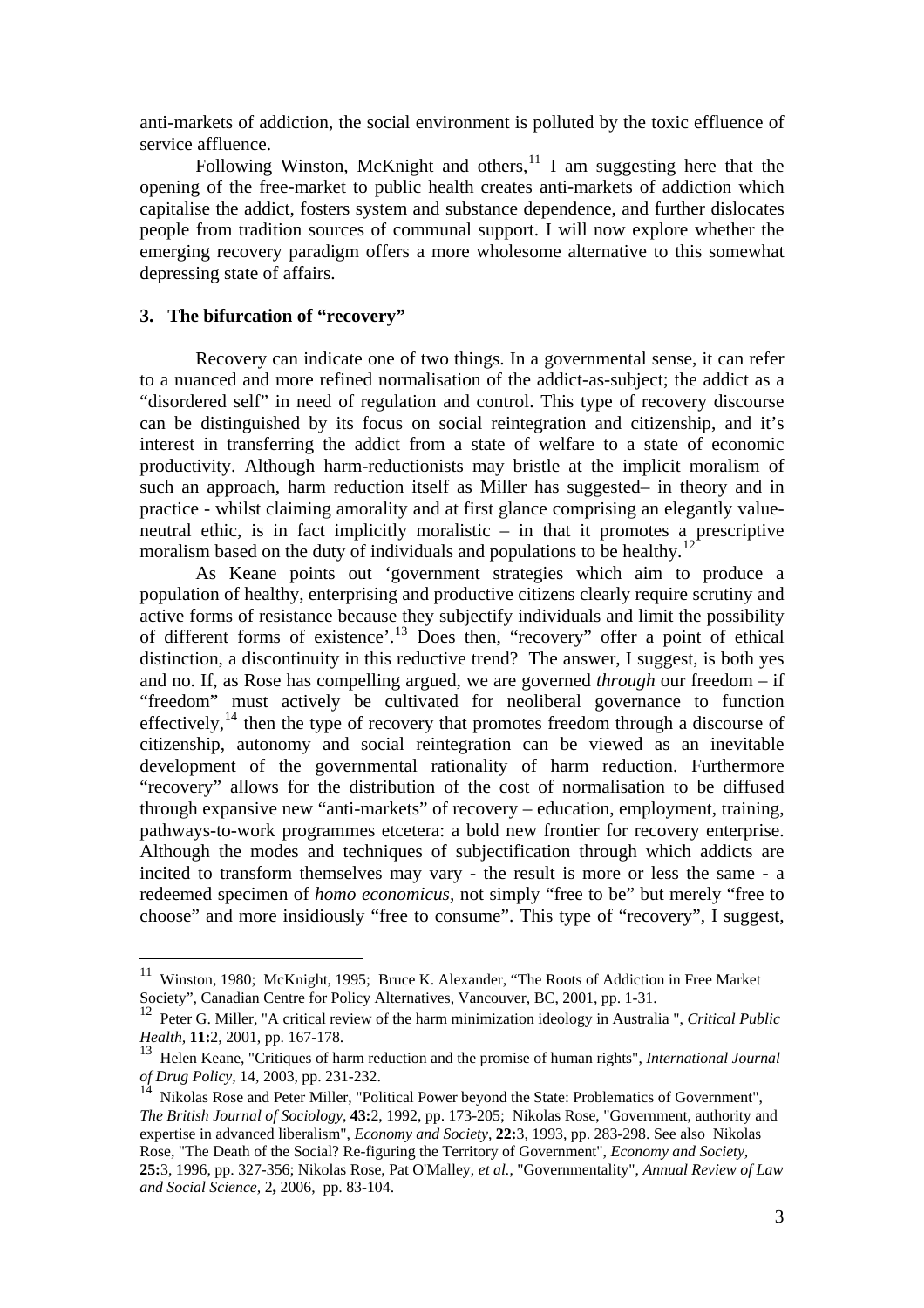anti-markets of addiction, the social environment is polluted by the toxic effluence of service affluence.

Following Winston, McKnight and others,[11] I am suggesting here that the opening of the free-market to public health creates anti-markets of addiction which capitalise the addict, fosters system and substance dependence, and further dislocates people from tradition sources of communal support. I will now explore whether the emerging recovery paradigm offers a more wholesome alternative to this somewhat depressing state of affairs.

### 3. The bifurcation of "recovery"

Recovery can indicate one of two things. In a governmental sense, it can refer to a nuanced and more refined normalisation of the addict-as-subject; the addict as a "disordered self" in need of regulation and control. This type of recovery discourse can be distinguished by its focus on social reintegration and citizenship, and it's interest in transferring the addict from a state of welfare to a state of economic productivity. Although harm-reductionists may bristle at the implicit moralism of such an approach, harm reduction itself as Miller has suggested– in theory and in practice - whilst claiming amorality and at first glance comprising an elegantly value-neutral ethic, is in fact implicitly moralistic – in that it promotes a prescriptive moralism based on the duty of individuals and populations to be healthy.[12]

As Keane points out 'government strategies which aim to produce a population of healthy, enterprising and productive citizens clearly require scrutiny and active forms of resistance because they subjectify individuals and limit the possibility of different forms of existence'.[13] Does then, "recovery" offer a point of ethical distinction, a discontinuity in this reductive trend? The answer, I suggest, is both yes and no. If, as Rose has compelling argued, we are governed *through* our freedom – if "freedom" must actively be cultivated for neoliberal governance to function effectively,[14] then the type of recovery that promotes freedom through a discourse of citizenship, autonomy and social reintegration can be viewed as an inevitable development of the governmental rationality of harm reduction. Furthermore "recovery" allows for the distribution of the cost of normalisation to be diffused through expansive new "anti-markets" of recovery – education, employment, training, pathways-to-work programmes etcetera: a bold new frontier for recovery enterprise. Although the modes and techniques of subjectification through which addicts are incited to transform themselves may vary - the result is more or less the same - a redeemed specimen of *homo economicus,* not simply "free to be" but merely "free to choose" and more insidiously "free to consume". This type of "recovery", I suggest,

---

[11] Winston, 1980; McKnight, 1995; Bruce K. Alexander, "The Roots of Addiction in Free Market Society", Canadian Centre for Policy Alternatives, Vancouver, BC, 2001, pp. 1-31.

[12] Peter G. Miller, "A critical review of the harm minimization ideology in Australia ", *Critical Public Health*, **11:**2, 2001, pp. 167-178.

[13] Helen Keane, "Critiques of harm reduction and the promise of human rights", *International Journal of Drug Policy*, 14, 2003, pp. 231-232.

[14] Nikolas Rose and Peter Miller, "Political Power beyond the State: Problematics of Government", *The British Journal of Sociology*, **43:**2, 1992, pp. 173-205; Nikolas Rose, "Government, authority and expertise in advanced liberalism", *Economy and Society*, **22:**3, 1993, pp. 283-298. See also Nikolas Rose, "The Death of the Social? Re-figuring the Territory of Government", *Economy and Society*, **25:**3, 1996, pp. 327-356; Nikolas Rose, Pat O'Malley, *et al.*, "Governmentality", *Annual Review of Law and Social Science*, 2**,** 2006, pp. 83-104.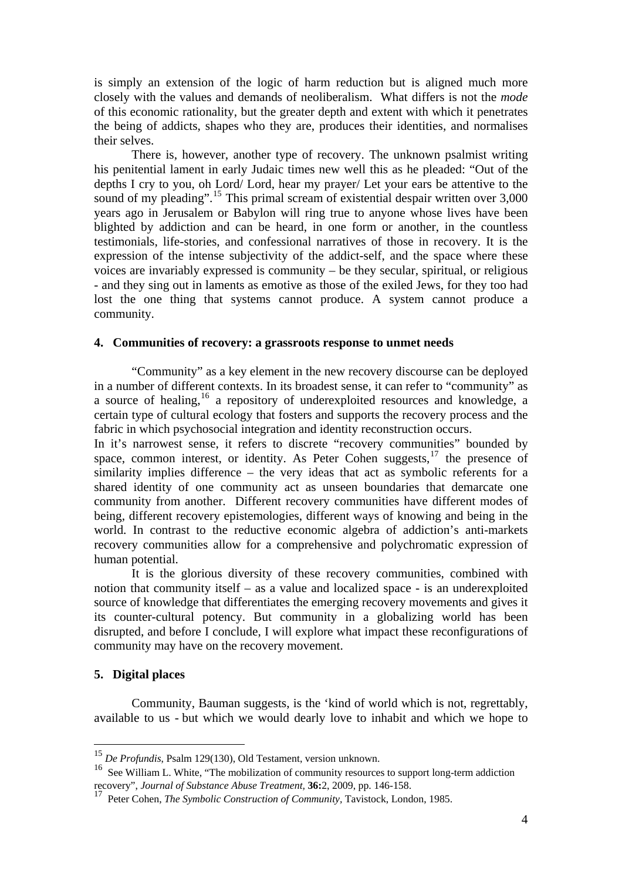is simply an extension of the logic of harm reduction but is aligned much more closely with the values and demands of neoliberalism. What differs is not the *mode* of this economic rationality, but the greater depth and extent with which it penetrates the being of addicts, shapes who they are, produces their identities, and normalises their selves.

There is, however, another type of recovery. The unknown psalmist writing his penitential lament in early Judaic times new well this as he pleaded: "Out of the depths I cry to you, oh Lord/ Lord, hear my prayer/ Let your ears be attentive to the sound of my pleading".[15] This primal scream of existential despair written over 3,000 years ago in Jerusalem or Babylon will ring true to anyone whose lives have been blighted by addiction and can be heard, in one form or another, in the countless testimonials, life-stories, and confessional narratives of those in recovery. It is the expression of the intense subjectivity of the addict-self, and the space where these voices are invariably expressed is community – be they secular, spiritual, or religious - and they sing out in laments as emotive as those of the exiled Jews, for they too had lost the one thing that systems cannot produce. A system cannot produce a community.

## 4. Communities of recovery: a grassroots response to unmet needs

"Community" as a key element in the new recovery discourse can be deployed in a number of different contexts. In its broadest sense, it can refer to "community" as a source of healing,[16] a repository of underexploited resources and knowledge, a certain type of cultural ecology that fosters and supports the recovery process and the fabric in which psychosocial integration and identity reconstruction occurs.

In it's narrowest sense, it refers to discrete "recovery communities" bounded by space, common interest, or identity. As Peter Cohen suggests,[17] the presence of similarity implies difference – the very ideas that act as symbolic referents for a shared identity of one community act as unseen boundaries that demarcate one community from another. Different recovery communities have different modes of being, different recovery epistemologies, different ways of knowing and being in the world. In contrast to the reductive economic algebra of addiction's anti-markets recovery communities allow for a comprehensive and polychromatic expression of human potential.

It is the glorious diversity of these recovery communities, combined with notion that community itself – as a value and localized space - is an underexploited source of knowledge that differentiates the emerging recovery movements and gives it its counter-cultural potency. But community in a globalizing world has been disrupted, and before I conclude, I will explore what impact these reconfigurations of community may have on the recovery movement.

## 5. Digital places

Community, Bauman suggests, is the 'kind of world which is not, regrettably, available to us - but which we would dearly love to inhabit and which we hope to

---

[15] *De Profundis,* Psalm 129(130), Old Testament, version unknown.

[16] See William L. White, "The mobilization of community resources to support long-term addiction recovery", *Journal of Substance Abuse Treatment,* **36:**2, 2009, pp. 146-158.

[17] Peter Cohen, *The Symbolic Construction of Community,* Tavistock, London, 1985.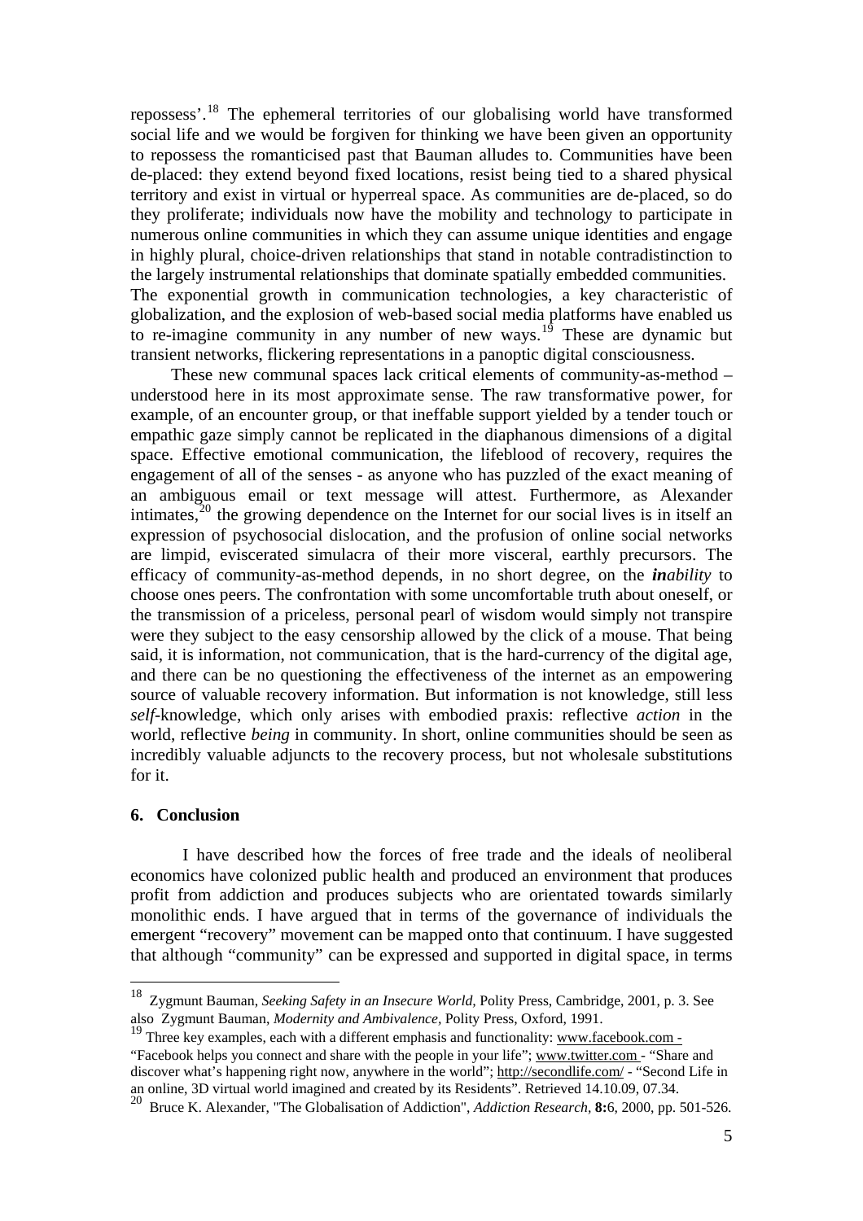repossess'.[18] The ephemeral territories of our globalising world have transformed social life and we would be forgiven for thinking we have been given an opportunity to repossess the romanticised past that Bauman alludes to. Communities have been de-placed: they extend beyond fixed locations, resist being tied to a shared physical territory and exist in virtual or hyperreal space. As communities are de-placed, so do they proliferate; individuals now have the mobility and technology to participate in numerous online communities in which they can assume unique identities and engage in highly plural, choice-driven relationships that stand in notable contradistinction to the largely instrumental relationships that dominate spatially embedded communities. The exponential growth in communication technologies, a key characteristic of globalization, and the explosion of web-based social media platforms have enabled us to re-imagine community in any number of new ways.[19] These are dynamic but transient networks, flickering representations in a panoptic digital consciousness.

These new communal spaces lack critical elements of community-as-method – understood here in its most approximate sense. The raw transformative power, for example, of an encounter group, or that ineffable support yielded by a tender touch or empathic gaze simply cannot be replicated in the diaphanous dimensions of a digital space. Effective emotional communication, the lifeblood of recovery, requires the engagement of all of the senses - as anyone who has puzzled of the exact meaning of an ambiguous email or text message will attest. Furthermore, as Alexander intimates,[20] the growing dependence on the Internet for our social lives is in itself an expression of psychosocial dislocation, and the profusion of online social networks are limpid, eviscerated simulacra of their more visceral, earthly precursors. The efficacy of community-as-method depends, in no short degree, on the ***in****ability* to choose ones peers. The confrontation with some uncomfortable truth about oneself, or the transmission of a priceless, personal pearl of wisdom would simply not transpire were they subject to the easy censorship allowed by the click of a mouse. That being said, it is information, not communication, that is the hard-currency of the digital age, and there can be no questioning the effectiveness of the internet as an empowering source of valuable recovery information. But information is not knowledge, still less *self*-knowledge, which only arises with embodied praxis: reflective *action* in the world, reflective *being* in community. In short, online communities should be seen as incredibly valuable adjuncts to the recovery process, but not wholesale substitutions for it.

## 6. Conclusion

I have described how the forces of free trade and the ideals of neoliberal economics have colonized public health and produced an environment that produces profit from addiction and produces subjects who are orientated towards similarly monolithic ends. I have argued that in terms of the governance of individuals the emergent "recovery" movement can be mapped onto that continuum. I have suggested that although "community" can be expressed and supported in digital space, in terms

---

[18] Zygmunt Bauman, *Seeking Safety in an Insecure World,* Polity Press, Cambridge, 2001, p. 3. See also Zygmunt Bauman, *Modernity and Ambivalence,* Polity Press, Oxford, 1991.

[19] Three key examples, each with a different emphasis and functionality: www.facebook.com - "Facebook helps you connect and share with the people in your life"; www.twitter.com - "Share and discover what's happening right now, anywhere in the world"; http://secondlife.com/ - "Second Life in an online, 3D virtual world imagined and created by its Residents". Retrieved 14.10.09, 07.34.

[20] Bruce K. Alexander, "The Globalisation of Addiction", *Addiction Research,* **8:**6, 2000, pp. 501-526.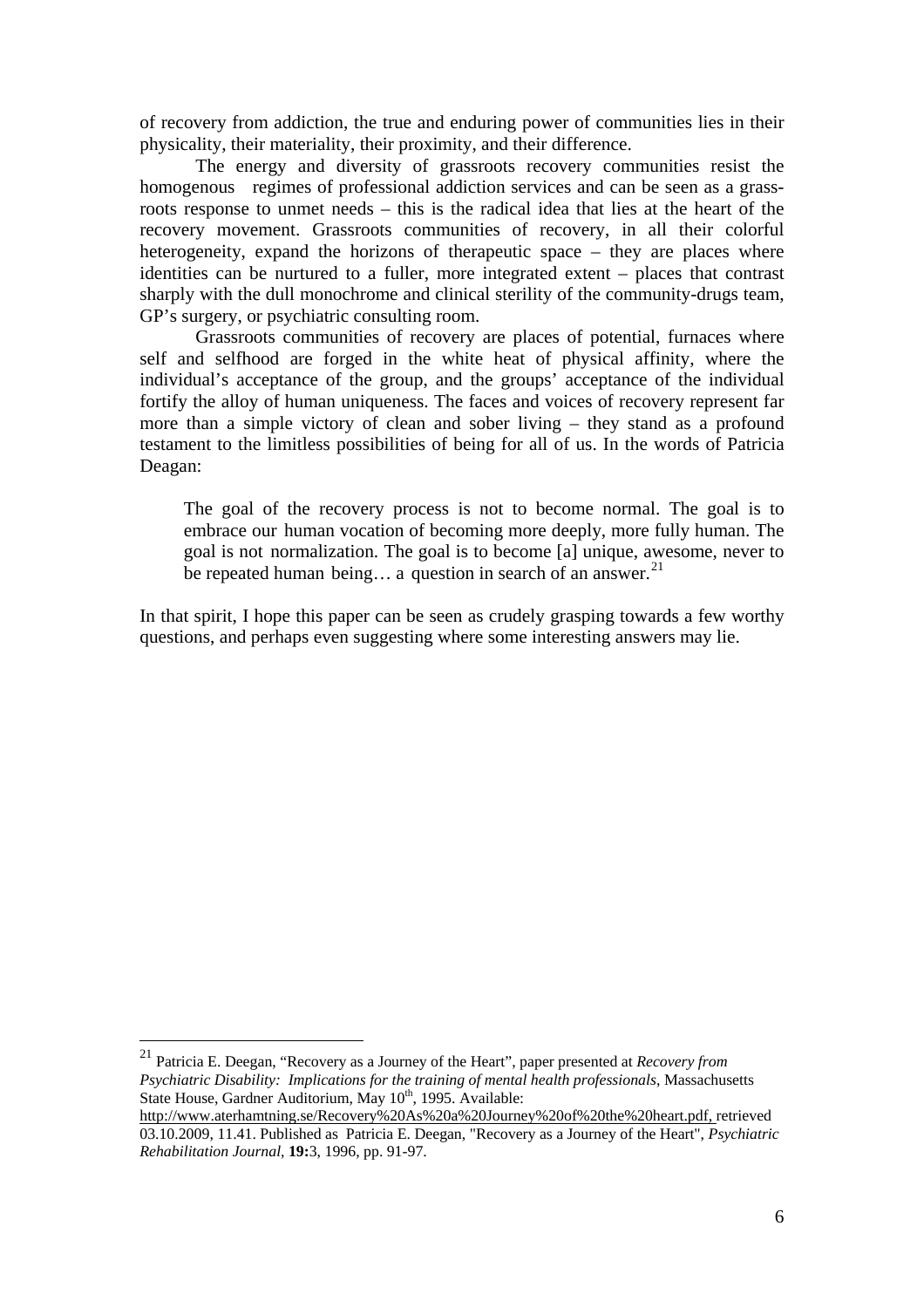of recovery from addiction, the true and enduring power of communities lies in their physicality, their materiality, their proximity, and their difference.

The energy and diversity of grassroots recovery communities resist the homogenous regimes of professional addiction services and can be seen as a grass-roots response to unmet needs – this is the radical idea that lies at the heart of the recovery movement. Grassroots communities of recovery, in all their colorful heterogeneity, expand the horizons of therapeutic space – they are places where identities can be nurtured to a fuller, more integrated extent – places that contrast sharply with the dull monochrome and clinical sterility of the community-drugs team, GP's surgery, or psychiatric consulting room.

Grassroots communities of recovery are places of potential, furnaces where self and selfhood are forged in the white heat of physical affinity, where the individual's acceptance of the group, and the groups' acceptance of the individual fortify the alloy of human uniqueness. The faces and voices of recovery represent far more than a simple victory of clean and sober living – they stand as a profound testament to the limitless possibilities of being for all of us. In the words of Patricia Deagan:

> The goal of the recovery process is not to become normal. The goal is to embrace our human vocation of becoming more deeply, more fully human. The goal is not normalization. The goal is to become [a] unique, awesome, never to be repeated human being… a question in search of an answer.[21]

In that spirit, I hope this paper can be seen as crudely grasping towards a few worthy questions, and perhaps even suggesting where some interesting answers may lie.

---

[21] Patricia E. Deegan, "Recovery as a Journey of the Heart", paper presented at *Recovery from Psychiatric Disability: Implications for the training of mental health professionals*, Massachusetts State House, Gardner Auditorium, May 10th, 1995. Available: http://www.aterhamtning.se/Recovery%20As%20a%20Journey%20of%20the%20heart.pdf, retrieved 03.10.2009, 11.41. Published as Patricia E. Deegan, "Recovery as a Journey of the Heart", *Psychiatric Rehabilitation Journal*, **19:**3, 1996, pp. 91-97.